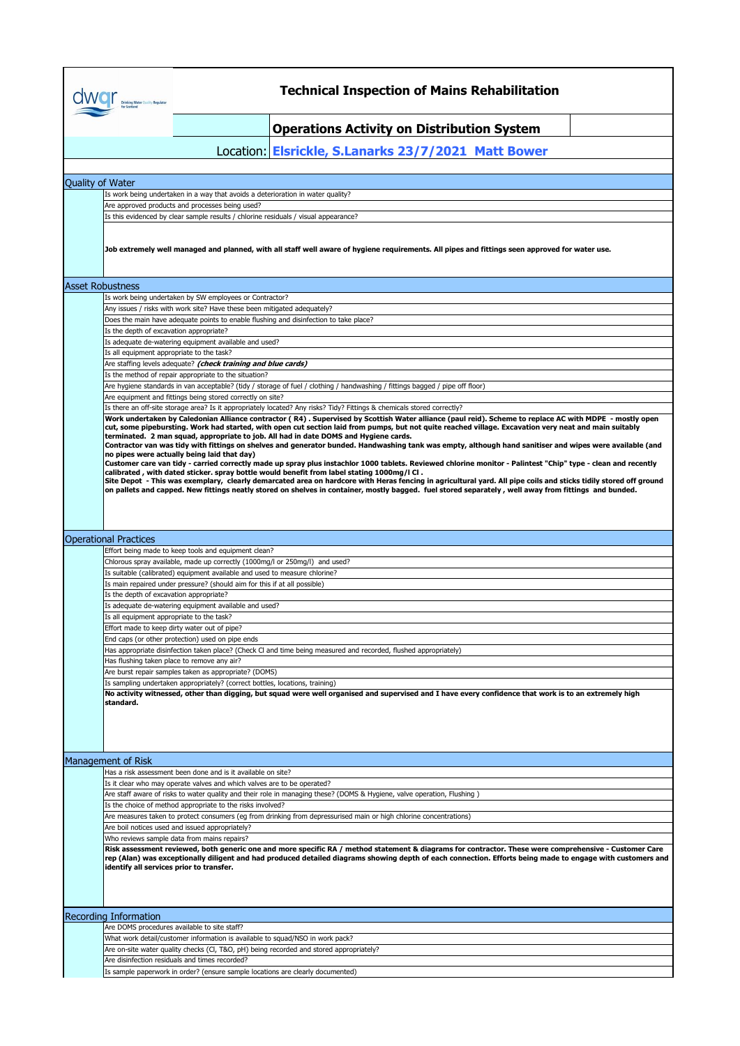# Technical Inspection of Mains Rehabilitation

## Operations Activity on Distribution System

**Location: Elsrickle, S.Lanarks 23/7/2021 Matt Bower**

## Quality of Water

- Is work being undertaken in a way that avoids a deterioration in water quality?
- Are approved products and processes being used?
- Is this evidenced by clear sample results / chlorine residuals / visual appearance?

**Job extremely well managed and planned, with all staff well aware of hygiene requirements. All pipes and fittings seen approved for water use.**

## Asset Robustness

- Is work being undertaken by SW employees or Contractor?
- Any issues / risks with work site? Have these been mitigated adequately?
- Does the main have adequate points to enable flushing and disinfection to take place?
- Is the depth of excavation appropriate?
- Is adequate de-watering equipment available and used?
- Is all equipment appropriate to the task?
- Are staffing levels adequate? ***(check training and blue cards)***
- Is the method of repair appropriate to the situation?
- Are hygiene standards in van acceptable? (tidy / storage of fuel / clothing / handwashing / fittings bagged / pipe off floor)
- Are equipment and fittings being stored correctly on site?
- Is there an off-site storage area? Is it appropriately located? Any risks? Tidy? Fittings & chemicals stored correctly?

**Work undertaken by Caledonian Alliance contractor ( R4) . Supervised by Scottish Water alliance (paul reid). Scheme to replace AC with MDPE - mostly open cut, some pipebursting. Work had started, with open cut section laid from pumps, but not quite reached village. Excavation very neat and main suitably terminated. 2 man squad, appropriate to job. All had in date DOMS and Hygiene cards.**
**Contractor van was tidy with fittings on shelves and generator bunded. Handwashing tank was empty, although hand sanitiser and wipes were available (and no pipes were actually being laid that day)**
**Customer care van tidy - carried correctly made up spray plus instachlor 1000 tablets. Reviewed chlorine monitor - Palintest "Chip" type - clean and recently calibrated , with dated sticker. spray bottle would benefit from label stating 1000mg/l Cl .**
**Site Depot - This was exemplary, clearly demarcated area on hardcore with Heras fencing in agricultural yard. All pipe coils and sticks tidily stored off ground on pallets and capped. New fittings neatly stored on shelves in container, mostly bagged. fuel stored separately , well away from fittings and bunded.**

## Operational Practices

- Effort being made to keep tools and equipment clean?
- Chlorous spray available, made up correctly (1000mg/l or 250mg/l) and used?
- Is suitable (calibrated) equipment available and used to measure chlorine?
- Is main repaired under pressure? (should aim for this if at all possible)
- Is the depth of excavation appropriate?
- Is adequate de-watering equipment available and used?
- Is all equipment appropriate to the task?
- Effort made to keep dirty water out of pipe?
- End caps (or other protection) used on pipe ends
- Has appropriate disinfection taken place? (Check Cl and time being measured and recorded, flushed appropriately)
- Has flushing taken place to remove any air?
- Are burst repair samples taken as appropriate? (DOMS)
- Is sampling undertaken appropriately? (correct bottles, locations, training)

**No activity witnessed, other than digging, but squad were well organised and supervised and I have every confidence that work is to an extremely high standard.**

## Management of Risk

- Has a risk assessment been done and is it available on site?
- Is it clear who may operate valves and which valves are to be operated?
- Are staff aware of risks to water quality and their role in managing these? (DOMS & Hygiene, valve operation, Flushing )
- Is the choice of method appropriate to the risks involved?
- Are measures taken to protect consumers (eg from drinking from depressurised main or high chlorine concentrations)
- Are boil notices used and issued appropriately?
- Who reviews sample data from mains repairs?

**Risk assessment reviewed, both generic one and more specific RA / method statement & diagrams for contractor. These were comprehensive - Customer Care rep (Alan) was exceptionally diligent and had produced detailed diagrams showing depth of each connection. Efforts being made to engage with customers and identify all services prior to transfer.**

## Recording Information

- Are DOMS procedures available to site staff?
- What work detail/customer information is available to squad/NSO in work pack?
- Are on-site water quality checks (Cl, T&O, pH) being recorded and stored appropriately?
- Are disinfection residuals and times recorded?
- Is sample paperwork in order? (ensure sample locations are clearly documented)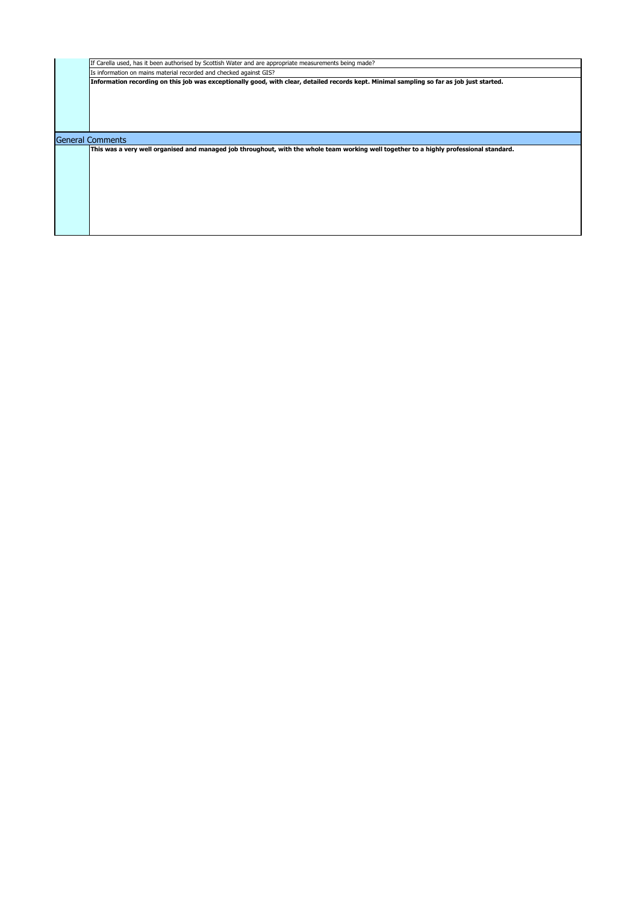| | |
|---|---|
| | If Carella used, has it been authorised by Scottish Water and are appropriate measurements being made? |
| | Is information on mains material recorded and checked against GIS? |
| | **Information recording on this job was exceptionally good, with clear, detailed records kept. Minimal sampling so far as job just started.** |

## General Comments

**This was a very well organised and managed job throughout, with the whole team working well together to a highly professional standard.**